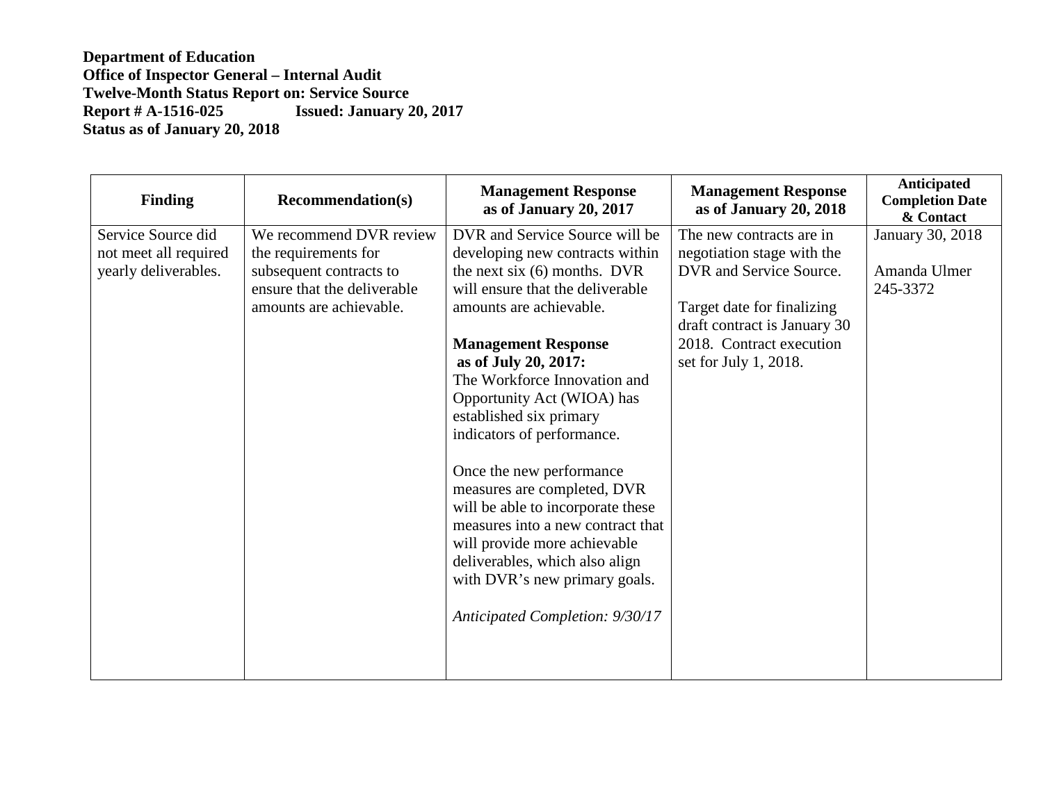**Department of Education**
**Office of Inspector General – Internal Audit**
**Twelve-Month Status Report on: Service Source**
**Report # A-1516-025 Issued: January 20, 2017**
**Status as of January 20, 2018**

| Finding | Recommendation(s) | Management Response as of January 20, 2017 | Management Response as of January 20, 2018 | Anticipated Completion Date & Contact |
|---|---|---|---|---|
| Service Source did not meet all required yearly deliverables. | We recommend DVR review the requirements for subsequent contracts to ensure that the deliverable amounts are achievable. | DVR and Service Source will be developing new contracts within the next six (6) months. DVR will ensure that the deliverable amounts are achievable.<br><br>**Management Response as of July 20, 2017:**<br>The Workforce Innovation and Opportunity Act (WIOA) has established six primary indicators of performance.<br><br>Once the new performance measures are completed, DVR will be able to incorporate these measures into a new contract that will provide more achievable deliverables, which also align with DVR's new primary goals.<br><br>*Anticipated Completion: 9/30/17* | The new contracts are in negotiation stage with the DVR and Service Source.<br><br>Target date for finalizing draft contract is January 30 2018. Contract execution set for July 1, 2018. | January 30, 2018<br><br>Amanda Ulmer 245-3372 |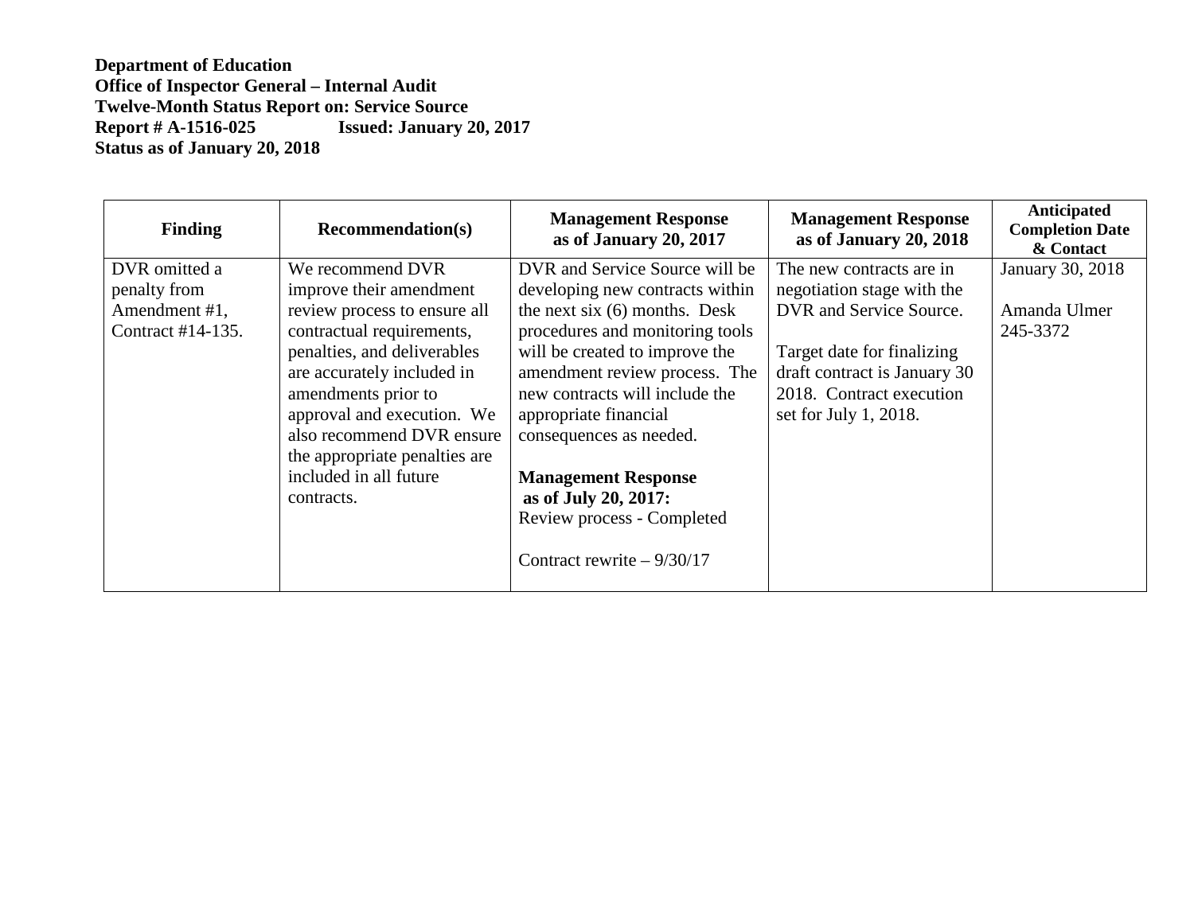**Department of Education**
**Office of Inspector General – Internal Audit**
**Twelve-Month Status Report on: Service Source**
**Report # A-1516-025 Issued: January 20, 2017**
**Status as of January 20, 2018**

| Finding | Recommendation(s) | Management Response as of January 20, 2017 | Management Response as of January 20, 2018 | Anticipated Completion Date & Contact |
|---|---|---|---|---|
| DVR omitted a penalty from Amendment #1, Contract #14-135. | We recommend DVR improve their amendment review process to ensure all contractual requirements, penalties, and deliverables are accurately included in amendments prior to approval and execution. We also recommend DVR ensure the appropriate penalties are included in all future contracts. | DVR and Service Source will be developing new contracts within the next six (6) months. Desk procedures and monitoring tools will be created to improve the amendment review process. The new contracts will include the appropriate financial consequences as needed.<br><br>**Management Response as of July 20, 2017:**<br>Review process - Completed<br><br>Contract rewrite – 9/30/17 | The new contracts are in negotiation stage with the DVR and Service Source.<br><br>Target date for finalizing draft contract is January 30 2018. Contract execution set for July 1, 2018. | January 30, 2018<br><br>Amanda Ulmer 245-3372 |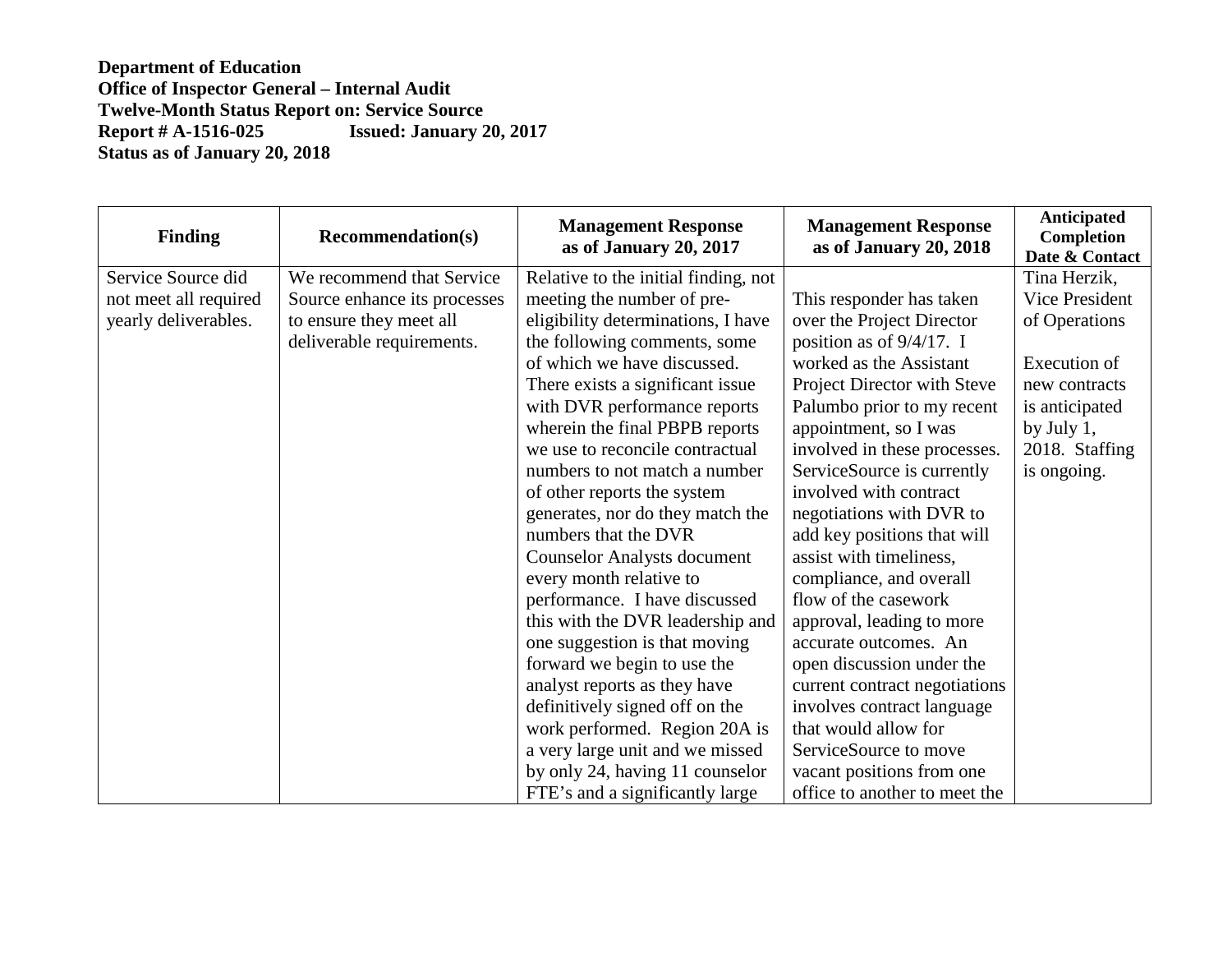**Department of Education**
**Office of Inspector General – Internal Audit**
**Twelve-Month Status Report on: Service Source**
**Report # A-1516-025 Issued: January 20, 2017**
**Status as of January 20, 2018**

| Finding | Recommendation(s) | Management Response as of January 20, 2017 | Management Response as of January 20, 2018 | Anticipated Completion Date & Contact |
|---|---|---|---|---|
| Service Source did not meet all required yearly deliverables. | We recommend that Service Source enhance its processes to ensure they meet all deliverable requirements. | Relative to the initial finding, not meeting the number of pre-eligibility determinations, I have the following comments, some of which we have discussed. There exists a significant issue with DVR performance reports wherein the final PBPB reports we use to reconcile contractual numbers to not match a number of other reports the system generates, nor do they match the numbers that the DVR Counselor Analysts document every month relative to performance. I have discussed this with the DVR leadership and one suggestion is that moving forward we begin to use the analyst reports as they have definitively signed off on the work performed. Region 20A is a very large unit and we missed by only 24, having 11 counselor FTE's and a significantly large | This responder has taken over the Project Director position as of 9/4/17. I worked as the Assistant Project Director with Steve Palumbo prior to my recent appointment, so I was involved in these processes. ServiceSource is currently involved with contract negotiations with DVR to add key positions that will assist with timeliness, compliance, and overall flow of the casework approval, leading to more accurate outcomes. An open discussion under the current contract negotiations involves contract language that would allow for ServiceSource to move vacant positions from one office to another to meet the | Tina Herzik, Vice President of Operations<br><br>Execution of new contracts is anticipated by July 1, 2018. Staffing is ongoing. |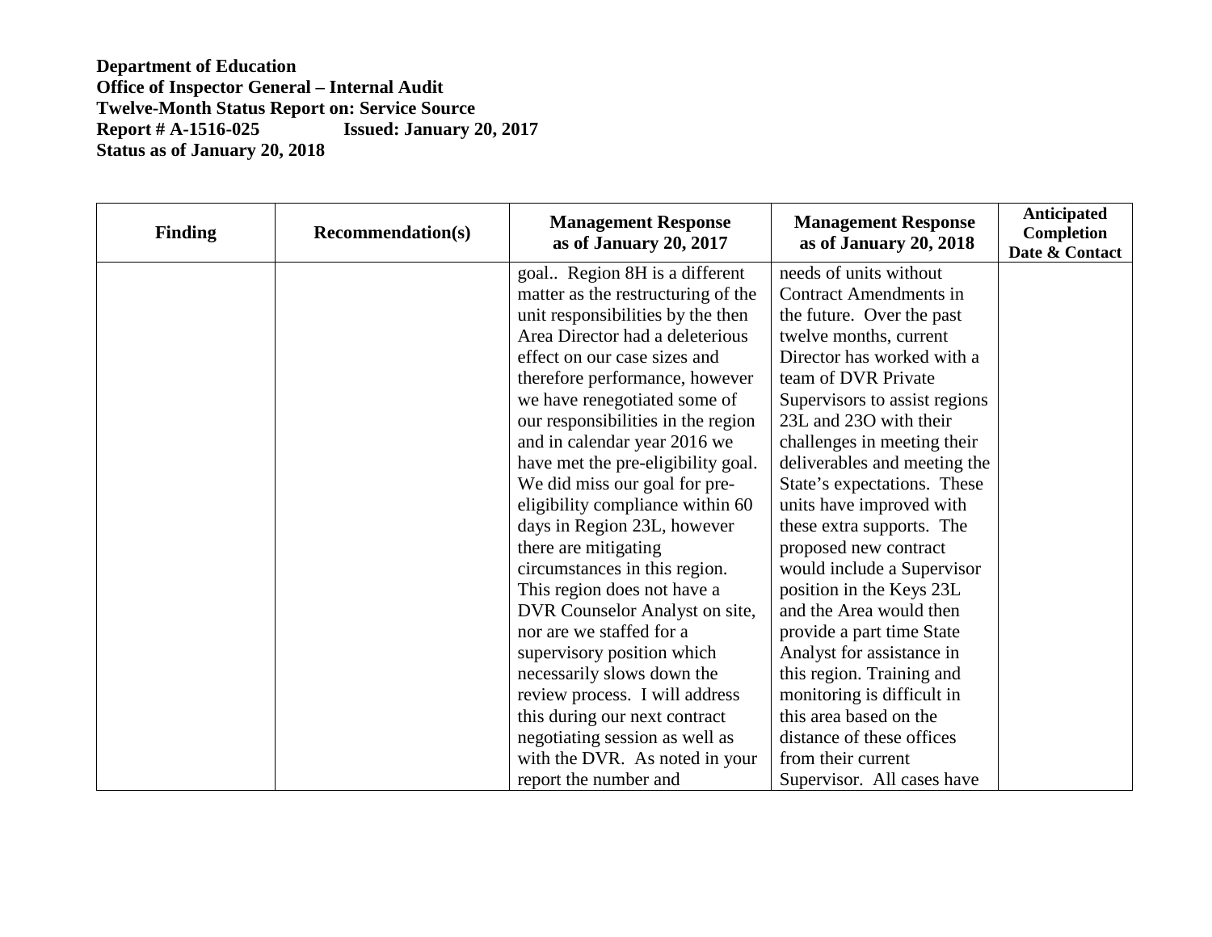**Department of Education**
**Office of Inspector General – Internal Audit**
**Twelve-Month Status Report on: Service Source**
**Report # A-1516-025 Issued: January 20, 2017**
**Status as of January 20, 2018**

| Finding | Recommendation(s) | Management Response as of January 20, 2017 | Management Response as of January 20, 2018 | Anticipated Completion Date & Contact |
|---|---|---|---|---|
| | | goal.. Region 8H is a different matter as the restructuring of the unit responsibilities by the then Area Director had a deleterious effect on our case sizes and therefore performance, however we have renegotiated some of our responsibilities in the region and in calendar year 2016 we have met the pre-eligibility goal. We did miss our goal for pre-eligibility compliance within 60 days in Region 23L, however there are mitigating circumstances in this region. This region does not have a DVR Counselor Analyst on site, nor are we staffed for a supervisory position which necessarily slows down the review process. I will address this during our next contract negotiating session as well as with the DVR. As noted in your report the number and | needs of units without Contract Amendments in the future. Over the past twelve months, current Director has worked with a team of DVR Private Supervisors to assist regions 23L and 23O with their challenges in meeting their deliverables and meeting the State's expectations. These units have improved with these extra supports. The proposed new contract would include a Supervisor position in the Keys 23L and the Area would then provide a part time State Analyst for assistance in this region. Training and monitoring is difficult in this area based on the distance of these offices from their current Supervisor. All cases have | |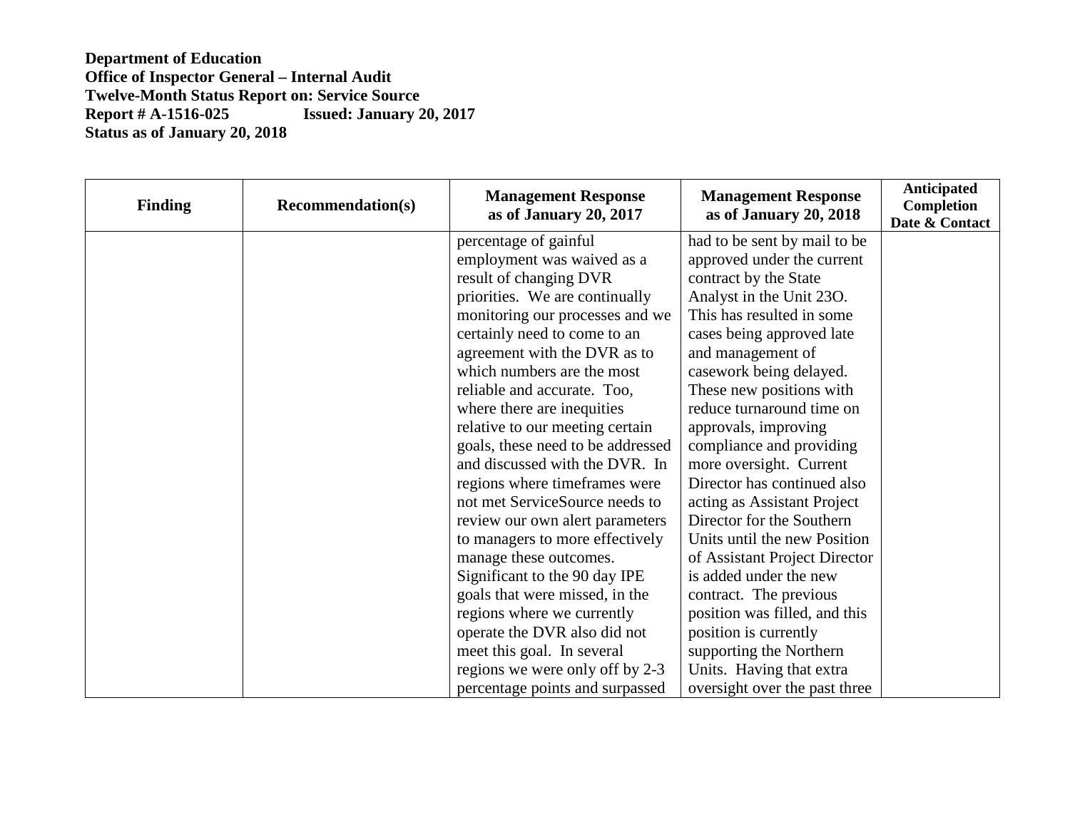**Department of Education**
**Office of Inspector General – Internal Audit**
**Twelve-Month Status Report on: Service Source**
**Report # A-1516-025 Issued: January 20, 2017**
**Status as of January 20, 2018**

| Finding | Recommendation(s) | Management Response as of January 20, 2017 | Management Response as of January 20, 2018 | Anticipated Completion Date & Contact |
|---|---|---|---|---|
| | | percentage of gainful employment was waived as a result of changing DVR priorities. We are continually monitoring our processes and we certainly need to come to an agreement with the DVR as to which numbers are the most reliable and accurate. Too, where there are inequities relative to our meeting certain goals, these need to be addressed and discussed with the DVR. In regions where timeframes were not met ServiceSource needs to review our own alert parameters to managers to more effectively manage these outcomes. Significant to the 90 day IPE goals that were missed, in the regions where we currently operate the DVR also did not meet this goal. In several regions we were only off by 2-3 percentage points and surpassed | had to be sent by mail to be approved under the current contract by the State Analyst in the Unit 23O. This has resulted in some cases being approved late and management of casework being delayed. These new positions with reduce turnaround time on approvals, improving compliance and providing more oversight. Current Director has continued also acting as Assistant Project Director for the Southern Units until the new Position of Assistant Project Director is added under the new contract. The previous position was filled, and this position is currently supporting the Northern Units. Having that extra oversight over the past three | |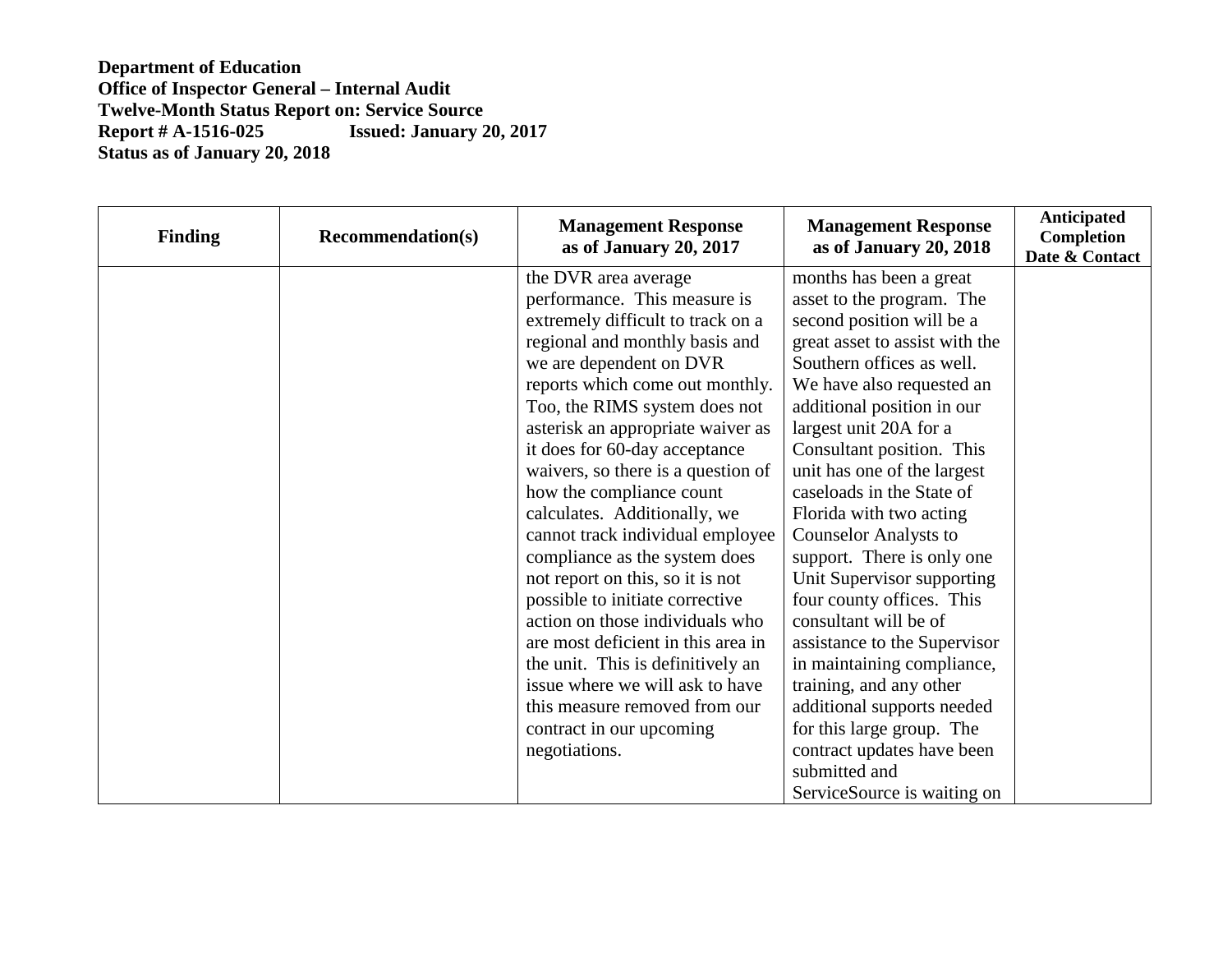**Department of Education**
**Office of Inspector General – Internal Audit**
**Twelve-Month Status Report on: Service Source**
**Report # A-1516-025 Issued: January 20, 2017**
**Status as of January 20, 2018**

| Finding | Recommendation(s) | Management Response as of January 20, 2017 | Management Response as of January 20, 2018 | Anticipated Completion Date & Contact |
|---|---|---|---|---|
| | | the DVR area average performance. This measure is extremely difficult to track on a regional and monthly basis and we are dependent on DVR reports which come out monthly. Too, the RIMS system does not asterisk an appropriate waiver as it does for 60-day acceptance waivers, so there is a question of how the compliance count calculates. Additionally, we cannot track individual employee compliance as the system does not report on this, so it is not possible to initiate corrective action on those individuals who are most deficient in this area in the unit. This is definitively an issue where we will ask to have this measure removed from our contract in our upcoming negotiations. | months has been a great asset to the program. The second position will be a great asset to assist with the Southern offices as well. We have also requested an additional position in our largest unit 20A for a Consultant position. This unit has one of the largest caseloads in the State of Florida with two acting Counselor Analysts to support. There is only one Unit Supervisor supporting four county offices. This consultant will be of assistance to the Supervisor in maintaining compliance, training, and any other additional supports needed for this large group. The contract updates have been submitted and ServiceSource is waiting on | |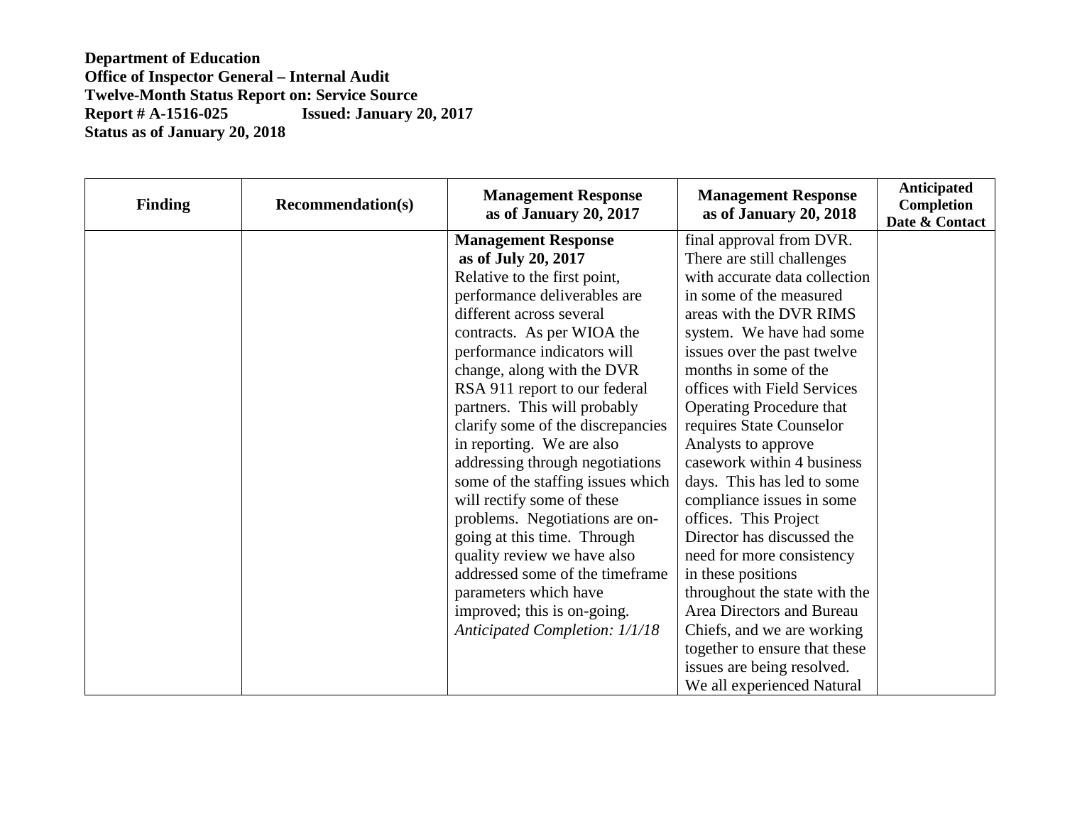**Department of Education**
**Office of Inspector General – Internal Audit**
**Twelve-Month Status Report on: Service Source**
**Report # A-1516-025 Issued: January 20, 2017**
**Status as of January 20, 2018**

| Finding | Recommendation(s) | Management Response as of January 20, 2017 | Management Response as of January 20, 2018 | Anticipated Completion Date & Contact |
|---|---|---|---|---|
| | | **Management Response as of July 20, 2017** Relative to the first point, performance deliverables are different across several contracts. As per WIOA the performance indicators will change, along with the DVR RSA 911 report to our federal partners. This will probably clarify some of the discrepancies in reporting. We are also addressing through negotiations some of the staffing issues which will rectify some of these problems. Negotiations are on-going at this time. Through quality review we have also addressed some of the timeframe parameters which have improved; this is on-going. *Anticipated Completion: 1/1/18* | final approval from DVR. There are still challenges with accurate data collection in some of the measured areas with the DVR RIMS system. We have had some issues over the past twelve months in some of the offices with Field Services Operating Procedure that requires State Counselor Analysts to approve casework within 4 business days. This has led to some compliance issues in some offices. This Project Director has discussed the need for more consistency in these positions throughout the state with the Area Directors and Bureau Chiefs, and we are working together to ensure that these issues are being resolved. We all experienced Natural | |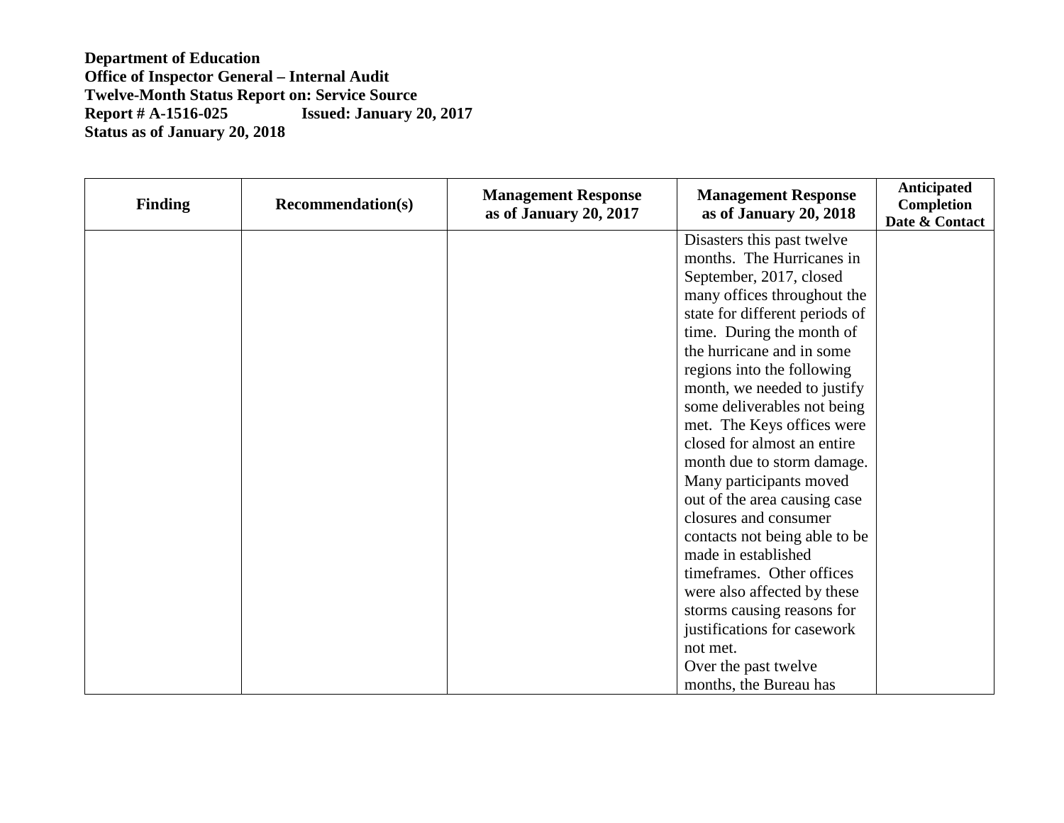**Department of Education**
**Office of Inspector General – Internal Audit**
**Twelve-Month Status Report on: Service Source**
**Report # A-1516-025 Issued: January 20, 2017**
**Status as of January 20, 2018**

| Finding | Recommendation(s) | Management Response as of January 20, 2017 | Management Response as of January 20, 2018 | Anticipated Completion Date & Contact |
|---|---|---|---|---|
| | | | Disasters this past twelve months. The Hurricanes in September, 2017, closed many offices throughout the state for different periods of time. During the month of the hurricane and in some regions into the following month, we needed to justify some deliverables not being met. The Keys offices were closed for almost an entire month due to storm damage. Many participants moved out of the area causing case closures and consumer contacts not being able to be made in established timeframes. Other offices were also affected by these storms causing reasons for justifications for casework not met.<br>Over the past twelve months, the Bureau has | |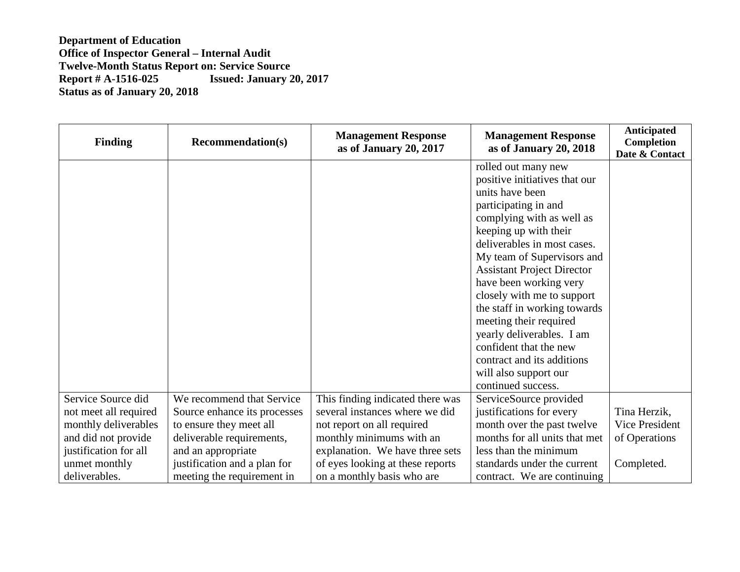**Department of Education**
**Office of Inspector General – Internal Audit**
**Twelve-Month Status Report on: Service Source**
**Report # A-1516-025 Issued: January 20, 2017**
**Status as of January 20, 2018**

| Finding | Recommendation(s) | Management Response as of January 20, 2017 | Management Response as of January 20, 2018 | Anticipated Completion Date & Contact |
|---|---|---|---|---|
| | | | rolled out many new positive initiatives that our units have been participating in and complying with as well as keeping up with their deliverables in most cases. My team of Supervisors and Assistant Project Director have been working very closely with me to support the staff in working towards meeting their required yearly deliverables. I am confident that the new contract and its additions will also support our continued success. | |
| Service Source did not meet all required monthly deliverables and did not provide justification for all unmet monthly deliverables. | We recommend that Service Source enhance its processes to ensure they meet all deliverable requirements, and an appropriate justification and a plan for meeting the requirement in | This finding indicated there was several instances where we did not report on all required monthly minimums with an explanation. We have three sets of eyes looking at these reports on a monthly basis who are | ServiceSource provided justifications for every month over the past twelve months for all units that met less than the minimum standards under the current contract. We are continuing | Tina Herzik, Vice President of Operations<br><br>Completed. |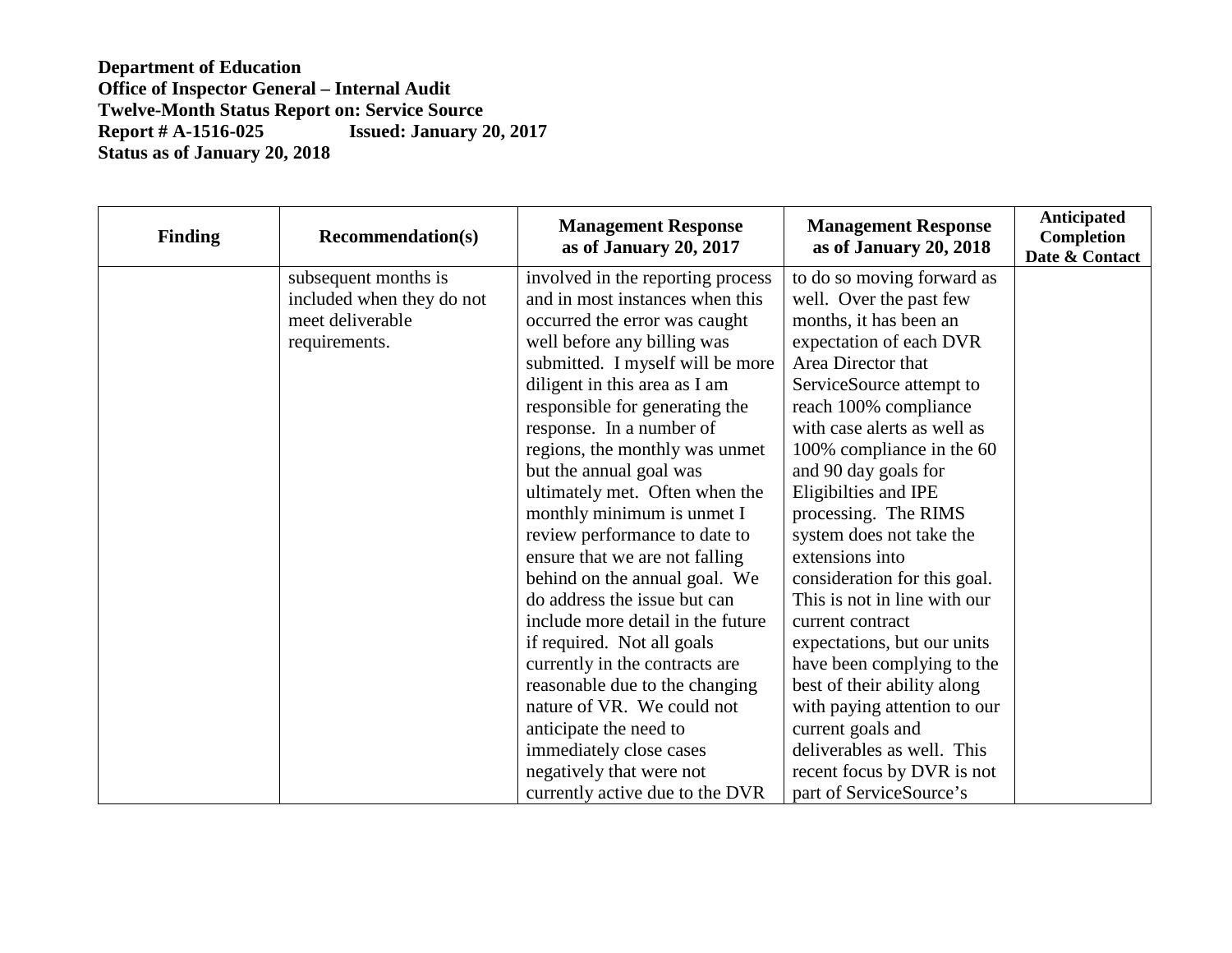**Department of Education**
**Office of Inspector General – Internal Audit**
**Twelve-Month Status Report on: Service Source**
**Report # A-1516-025 Issued: January 20, 2017**
**Status as of January 20, 2018**

| Finding | Recommendation(s) | Management Response as of January 20, 2017 | Management Response as of January 20, 2018 | Anticipated Completion Date & Contact |
|---|---|---|---|---|
| | subsequent months is included when they do not meet deliverable requirements. | involved in the reporting process and in most instances when this occurred the error was caught well before any billing was submitted. I myself will be more diligent in this area as I am responsible for generating the response. In a number of regions, the monthly was unmet but the annual goal was ultimately met. Often when the monthly minimum is unmet I review performance to date to ensure that we are not falling behind on the annual goal. We do address the issue but can include more detail in the future if required. Not all goals currently in the contracts are reasonable due to the changing nature of VR. We could not anticipate the need to immediately close cases negatively that were not currently active due to the DVR | to do so moving forward as well. Over the past few months, it has been an expectation of each DVR Area Director that ServiceSource attempt to reach 100% compliance with case alerts as well as 100% compliance in the 60 and 90 day goals for Eligibilties and IPE processing. The RIMS system does not take the extensions into consideration for this goal. This is not in line with our current contract expectations, but our units have been complying to the best of their ability along with paying attention to our current goals and deliverables as well. This recent focus by DVR is not part of ServiceSource's | |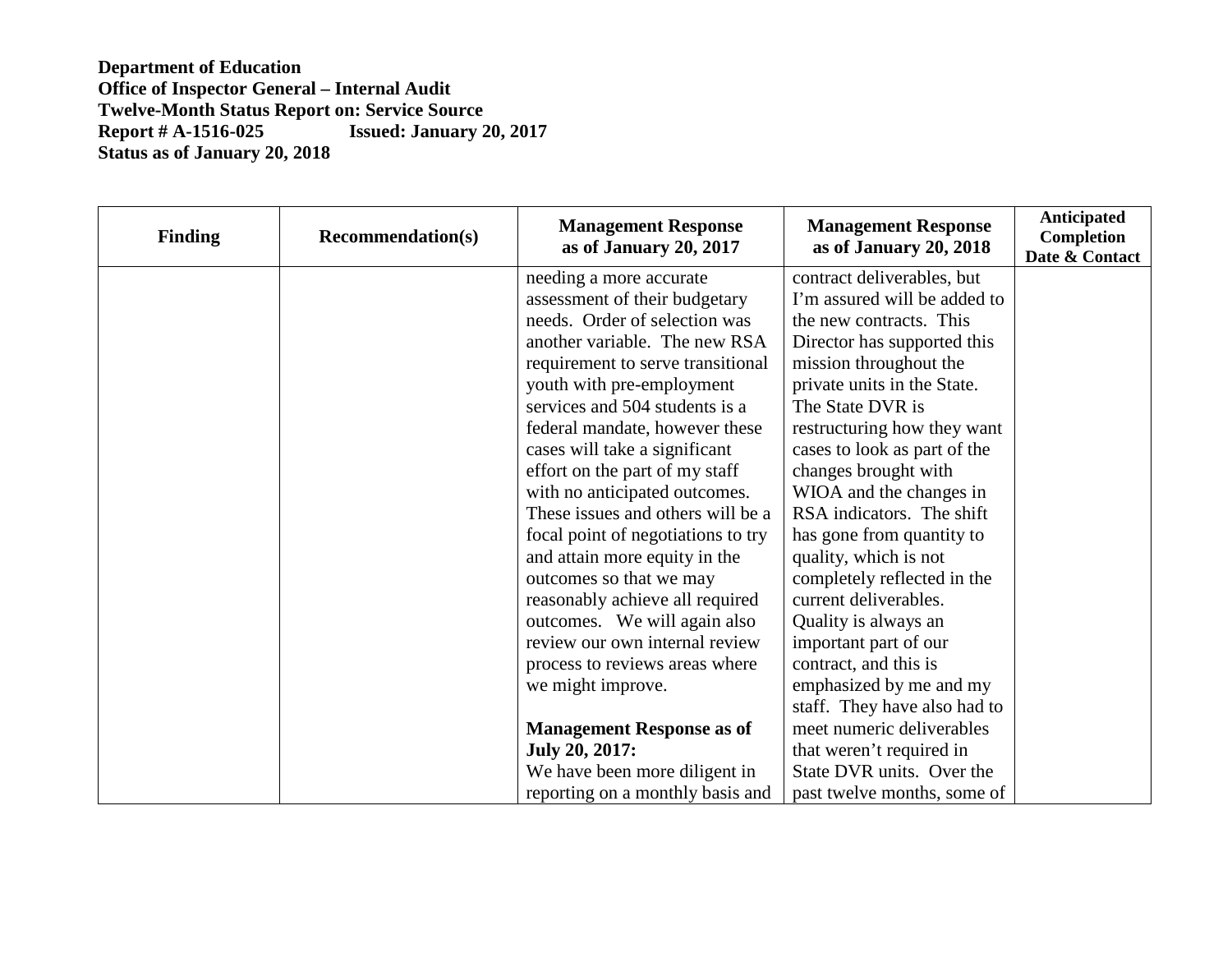**Department of Education**
**Office of Inspector General – Internal Audit**
**Twelve-Month Status Report on: Service Source**
**Report # A-1516-025 Issued: January 20, 2017**
**Status as of January 20, 2018**

| Finding | Recommendation(s) | Management Response as of January 20, 2017 | Management Response as of January 20, 2018 | Anticipated Completion Date & Contact |
|---|---|---|---|---|
| | | needing a more accurate assessment of their budgetary needs. Order of selection was another variable. The new RSA requirement to serve transitional youth with pre-employment services and 504 students is a federal mandate, however these cases will take a significant effort on the part of my staff with no anticipated outcomes. These issues and others will be a focal point of negotiations to try and attain more equity in the outcomes so that we may reasonably achieve all required outcomes. We will again also review our own internal review process to reviews areas where we might improve.<br><br>**Management Response as of July 20, 2017:**<br>We have been more diligent in reporting on a monthly basis and | contract deliverables, but I'm assured will be added to the new contracts. This Director has supported this mission throughout the private units in the State. The State DVR is restructuring how they want cases to look as part of the changes brought with WIOA and the changes in RSA indicators. The shift has gone from quantity to quality, which is not completely reflected in the current deliverables. Quality is always an important part of our contract, and this is emphasized by me and my staff. They have also had to meet numeric deliverables that weren't required in State DVR units. Over the past twelve months, some of | |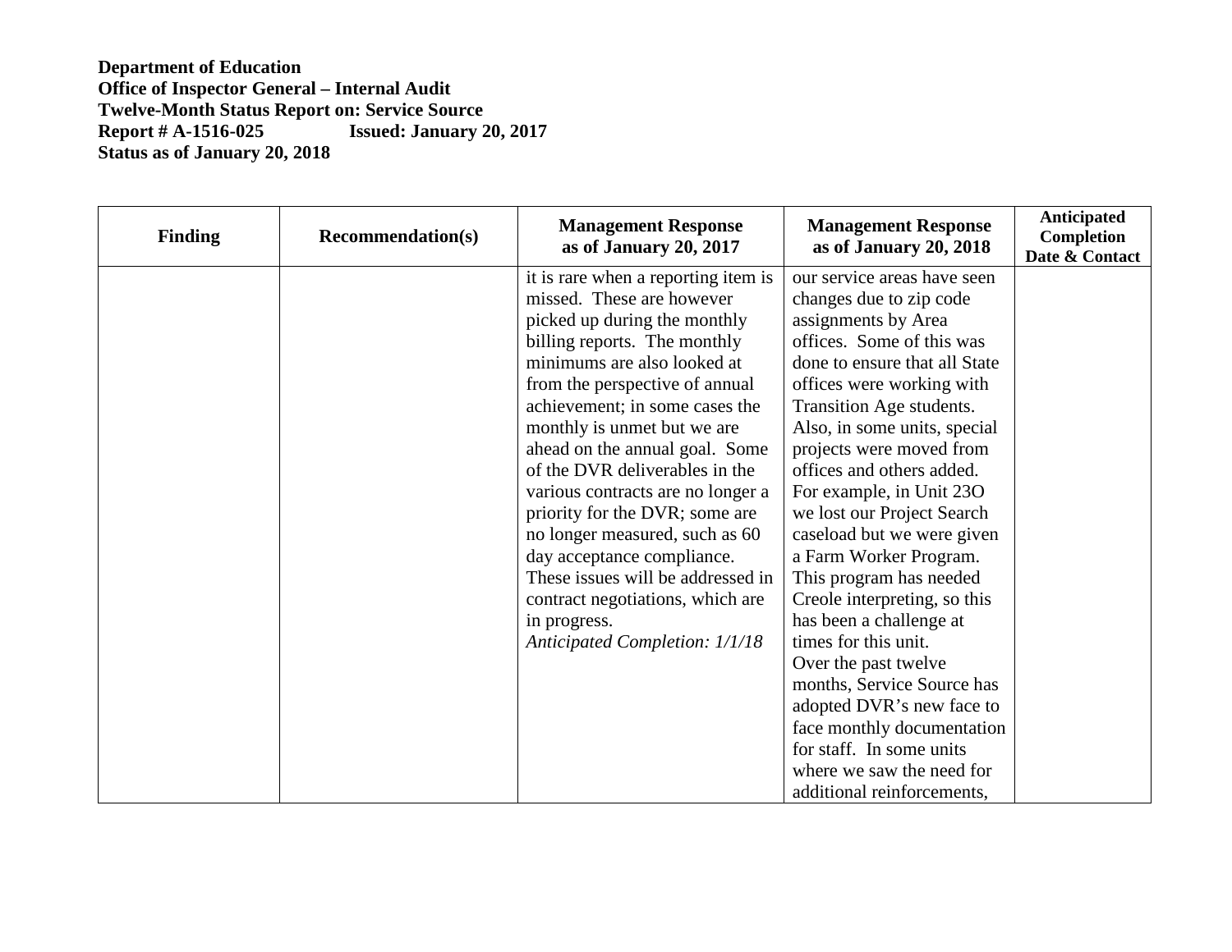**Department of Education**
**Office of Inspector General – Internal Audit**
**Twelve-Month Status Report on: Service Source**
**Report # A-1516-025 Issued: January 20, 2017**
**Status as of January 20, 2018**

| Finding | Recommendation(s) | Management Response as of January 20, 2017 | Management Response as of January 20, 2018 | Anticipated Completion Date & Contact |
|---|---|---|---|---|
| | | it is rare when a reporting item is missed. These are however picked up during the monthly billing reports. The monthly minimums are also looked at from the perspective of annual achievement; in some cases the monthly is unmet but we are ahead on the annual goal. Some of the DVR deliverables in the various contracts are no longer a priority for the DVR; some are no longer measured, such as 60 day acceptance compliance. These issues will be addressed in contract negotiations, which are in progress. *Anticipated Completion: 1/1/18* | our service areas have seen changes due to zip code assignments by Area offices. Some of this was done to ensure that all State offices were working with Transition Age students. Also, in some units, special projects were moved from offices and others added. For example, in Unit 23O we lost our Project Search caseload but we were given a Farm Worker Program. This program has needed Creole interpreting, so this has been a challenge at times for this unit. Over the past twelve months, Service Source has adopted DVR's new face to face monthly documentation for staff. In some units where we saw the need for additional reinforcements, | |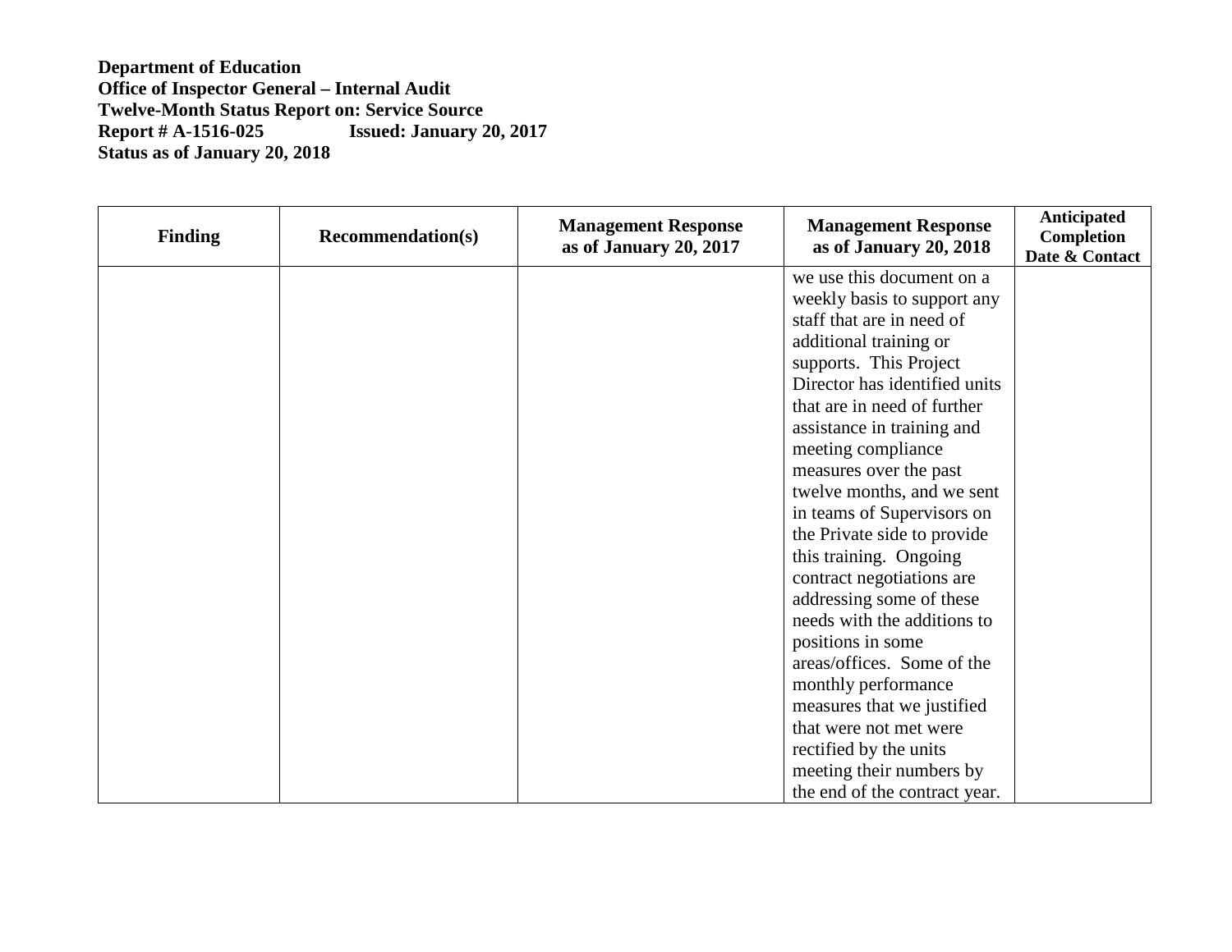**Department of Education**
**Office of Inspector General – Internal Audit**
**Twelve-Month Status Report on: Service Source**
**Report # A-1516-025 Issued: January 20, 2017**
**Status as of January 20, 2018**

| Finding | Recommendation(s) | Management Response as of January 20, 2017 | Management Response as of January 20, 2018 | Anticipated Completion Date & Contact |
|---|---|---|---|---|
| | | | we use this document on a weekly basis to support any staff that are in need of additional training or supports. This Project Director has identified units that are in need of further assistance in training and meeting compliance measures over the past twelve months, and we sent in teams of Supervisors on the Private side to provide this training. Ongoing contract negotiations are addressing some of these needs with the additions to positions in some areas/offices. Some of the monthly performance measures that we justified that were not met were rectified by the units meeting their numbers by the end of the contract year. | |